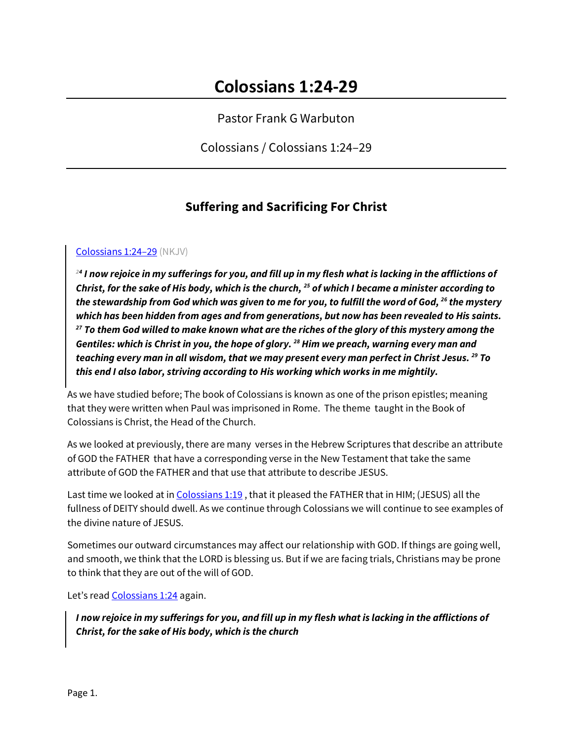# Colossians 1:24-29

Pastor Frank G Warbuton

Colossians / Colossians 1:24–29

---

## Suffering and Sacrificing For Christ

> Colossians 1:24–29 (NKJV)
>
> ***[24] I now rejoice in my sufferings for you, and fill up in my flesh what is lacking in the afflictions of Christ, for the sake of His body, which is the church, [25] of which I became a minister according to the stewardship from God which was given to me for you, to fulfill the word of God, [26] the mystery which has been hidden from ages and from generations, but now has been revealed to His saints. [27] To them God willed to make known what are the riches of the glory of this mystery among the Gentiles: which is Christ in you, the hope of glory. [28] Him we preach, warning every man and teaching every man in all wisdom, that we may present every man perfect in Christ Jesus. [29] To this end I also labor, striving according to His working which works in me mightily.***

As we have studied before; The book of Colossians is known as one of the prison epistles; meaning that they were written when Paul was imprisoned in Rome. The theme taught in the Book of Colossians is Christ, the Head of the Church.

As we looked at previously, there are many verses in the Hebrew Scriptures that describe an attribute of GOD the FATHER that have a corresponding verse in the New Testament that take the same attribute of GOD the FATHER and that use that attribute to describe JESUS.

Last time we looked at in Colossians 1:19 , that it pleased the FATHER that in HIM; (JESUS) all the fullness of DEITY should dwell. As we continue through Colossians we will continue to see examples of the divine nature of JESUS.

Sometimes our outward circumstances may affect our relationship with GOD. If things are going well, and smooth, we think that the LORD is blessing us. But if we are facing trials, Christians may be prone to think that they are out of the will of GOD.

Let's read Colossians 1:24 again.

> ***I now rejoice in my sufferings for you, and fill up in my flesh what is lacking in the afflictions of Christ, for the sake of His body, which is the church***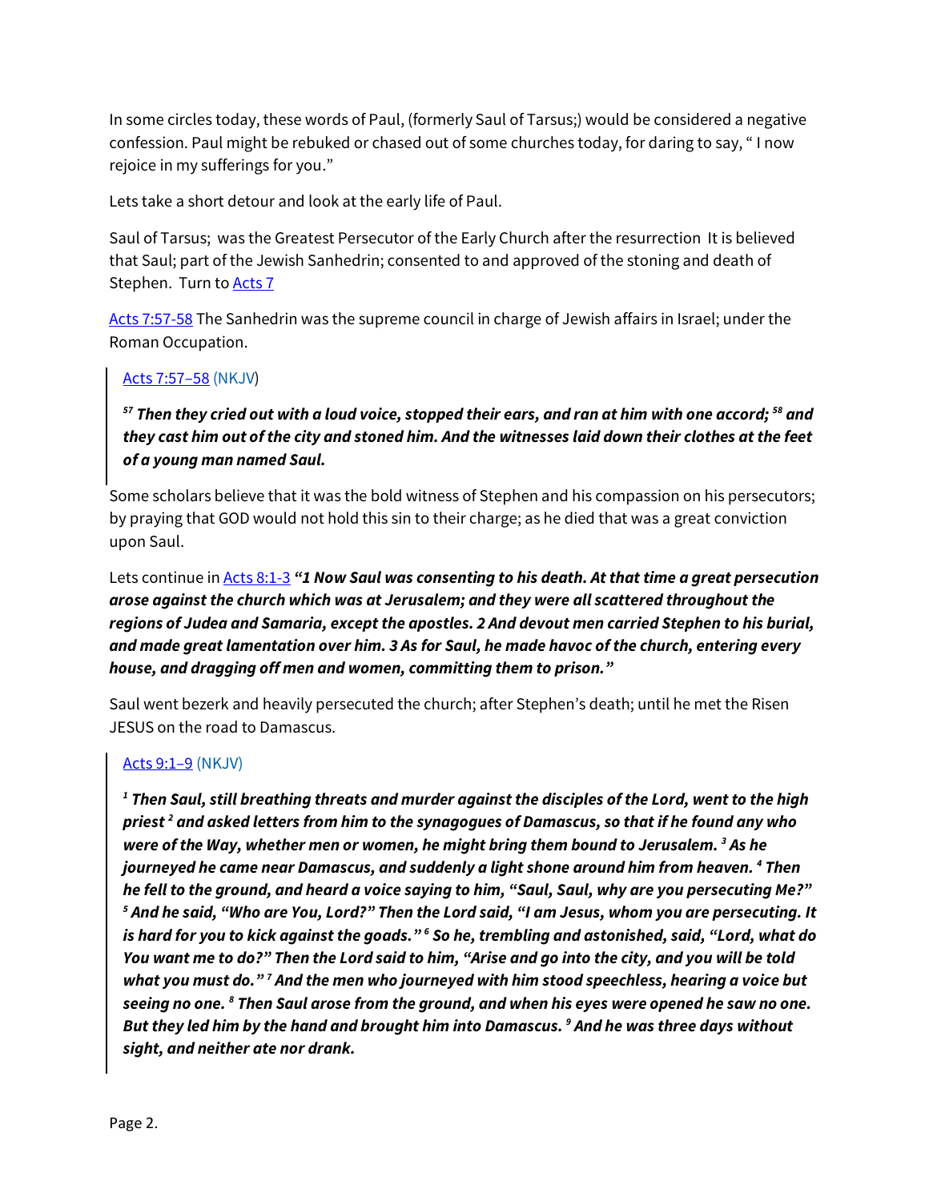In some circles today, these words of Paul, (formerly Saul of Tarsus;) would be considered a negative confession. Paul might be rebuked or chased out of some churches today, for daring to say, " I now rejoice in my sufferings for you."

Lets take a short detour and look at the early life of Paul.

Saul of Tarsus; was the Greatest Persecutor of the Early Church after the resurrection It is believed that Saul; part of the Jewish Sanhedrin; consented to and approved of the stoning and death of Stephen. Turn to Acts 7

Acts 7:57-58 The Sanhedrin was the supreme council in charge of Jewish affairs in Israel; under the Roman Occupation.

> Acts 7:57–58 (NKJV)
>
> ***[57] Then they cried out with a loud voice, stopped their ears, and ran at him with one accord; [58] and they cast him out of the city and stoned him. And the witnesses laid down their clothes at the feet of a young man named Saul.***

Some scholars believe that it was the bold witness of Stephen and his compassion on his persecutors; by praying that GOD would not hold this sin to their charge; as he died that was a great conviction upon Saul.

Lets continue in Acts 8:1-3 ***"1 Now Saul was consenting to his death. At that time a great persecution arose against the church which was at Jerusalem; and they were all scattered throughout the regions of Judea and Samaria, except the apostles. 2 And devout men carried Stephen to his burial, and made great lamentation over him. 3 As for Saul, he made havoc of the church, entering every house, and dragging off men and women, committing them to prison."***

Saul went bezerk and heavily persecuted the church; after Stephen's death; until he met the Risen JESUS on the road to Damascus.

> Acts 9:1–9 (NKJV)
>
> ***[1] Then Saul, still breathing threats and murder against the disciples of the Lord, went to the high priest [2] and asked letters from him to the synagogues of Damascus, so that if he found any who were of the Way, whether men or women, he might bring them bound to Jerusalem. [3] As he journeyed he came near Damascus, and suddenly a light shone around him from heaven. [4] Then he fell to the ground, and heard a voice saying to him, "Saul, Saul, why are you persecuting Me?" [5] And he said, "Who are You, Lord?" Then the Lord said, "I am Jesus, whom you are persecuting. It is hard for you to kick against the goads." [6] So he, trembling and astonished, said, "Lord, what do You want me to do?" Then the Lord said to him, "Arise and go into the city, and you will be told what you must do." [7] And the men who journeyed with him stood speechless, hearing a voice but seeing no one. [8] Then Saul arose from the ground, and when his eyes were opened he saw no one. But they led him by the hand and brought him into Damascus. [9] And he was three days without sight, and neither ate nor drank.***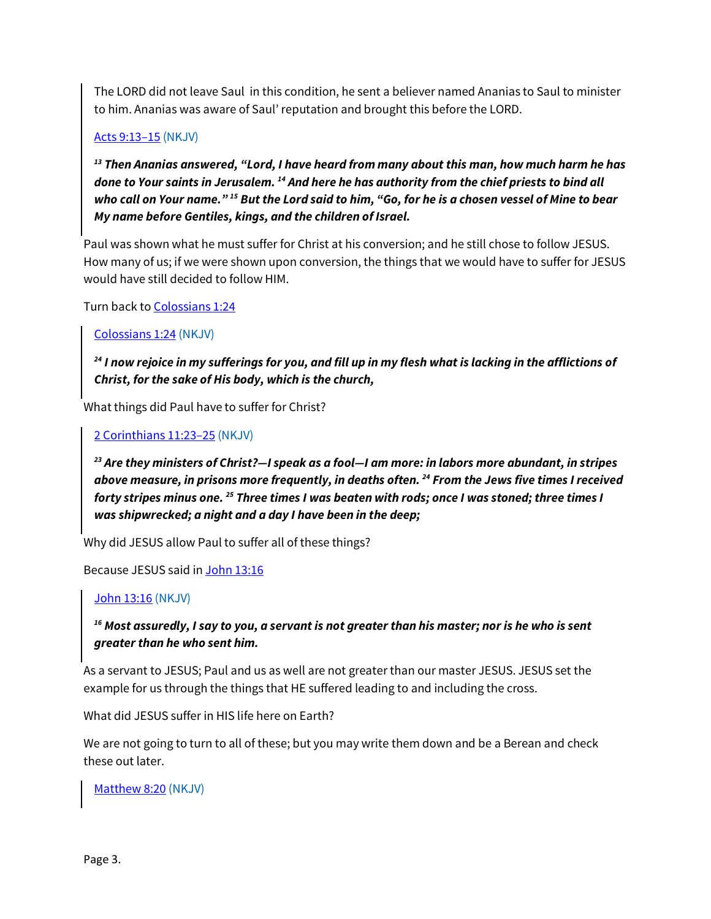The LORD did not leave Saul  in this condition, he sent a believer named Ananias to Saul to minister to him. Ananias was aware of Saul' reputation and brought this before the LORD.

> Acts 9:13–15 (NKJV)
>
> ***[13] Then Ananias answered, "Lord, I have heard from many about this man, how much harm he has done to Your saints in Jerusalem. [14] And here he has authority from the chief priests to bind all who call on Your name." [15] But the Lord said to him, "Go, for he is a chosen vessel of Mine to bear My name before Gentiles, kings, and the children of Israel.***

Paul was shown what he must suffer for Christ at his conversion; and he still chose to follow JESUS. How many of us; if we were shown upon conversion, the things that we would have to suffer for JESUS would have still decided to follow HIM.

Turn back to Colossians 1:24

> Colossians 1:24 (NKJV)
>
> ***[24] I now rejoice in my sufferings for you, and fill up in my flesh what is lacking in the afflictions of Christ, for the sake of His body, which is the church,***

What things did Paul have to suffer for Christ?

> 2 Corinthians 11:23–25 (NKJV)
>
> ***[23] Are they ministers of Christ?—I speak as a fool—I am more: in labors more abundant, in stripes above measure, in prisons more frequently, in deaths often. [24] From the Jews five times I received forty stripes minus one. [25] Three times I was beaten with rods; once I was stoned; three times I was shipwrecked; a night and a day I have been in the deep;***

Why did JESUS allow Paul to suffer all of these things?

Because JESUS said in John 13:16

> John 13:16 (NKJV)
>
> ***[16] Most assuredly, I say to you, a servant is not greater than his master; nor is he who is sent greater than he who sent him.***

As a servant to JESUS; Paul and us as well are not greater than our master JESUS. JESUS set the example for us through the things that HE suffered leading to and including the cross.

What did JESUS suffer in HIS life here on Earth?

We are not going to turn to all of these; but you may write them down and be a Berean and check these out later.

> Matthew 8:20 (NKJV)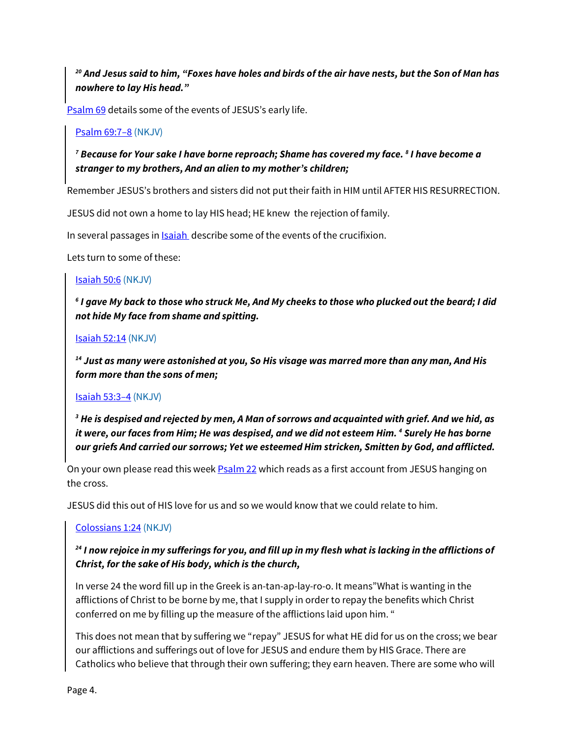> [20] ***And Jesus said to him, "Foxes have holes and birds of the air have nests, but the Son of Man has nowhere to lay His head."***

Psalm 69 details some of the events of JESUS's early life.

> Psalm 69:7–8 (NKJV)
>
> [7] ***Because for Your sake I have borne reproach; Shame has covered my face.*** [8] ***I have become a stranger to my brothers, And an alien to my mother's children;***

Remember JESUS's brothers and sisters did not put their faith in HIM until AFTER HIS RESURRECTION.

JESUS did not own a home to lay HIS head; HE knew the rejection of family.

In several passages in Isaiah describe some of the events of the crucifixion.

Lets turn to some of these:

> Isaiah 50:6 (NKJV)
>
> [6] ***I gave My back to those who struck Me, And My cheeks to those who plucked out the beard; I did not hide My face from shame and spitting.***
>
> Isaiah 52:14 (NKJV)
>
> [14] ***Just as many were astonished at you, So His visage was marred more than any man, And His form more than the sons of men;***
>
> Isaiah 53:3–4 (NKJV)
>
> [3] ***He is despised and rejected by men, A Man of sorrows and acquainted with grief. And we hid, as it were, our faces from Him; He was despised, and we did not esteem Him.*** [4] ***Surely He has borne our griefs And carried our sorrows; Yet we esteemed Him stricken, Smitten by God, and afflicted.***

On your own please read this week Psalm 22 which reads as a first account from JESUS hanging on the cross.

JESUS did this out of HIS love for us and so we would know that we could relate to him.

> Colossians 1:24 (NKJV)
>
> [24] ***I now rejoice in my sufferings for you, and fill up in my flesh what is lacking in the afflictions of Christ, for the sake of His body, which is the church,***
>
> In verse 24 the word fill up in the Greek is an-tan-ap-lay-ro-o. It means"What is wanting in the afflictions of Christ to be borne by me, that I supply in order to repay the benefits which Christ conferred on me by filling up the measure of the afflictions laid upon him. "
>
> This does not mean that by suffering we "repay" JESUS for what HE did for us on the cross; we bear our afflictions and sufferings out of love for JESUS and endure them by HIS Grace. There are Catholics who believe that through their own suffering; they earn heaven. There are some who will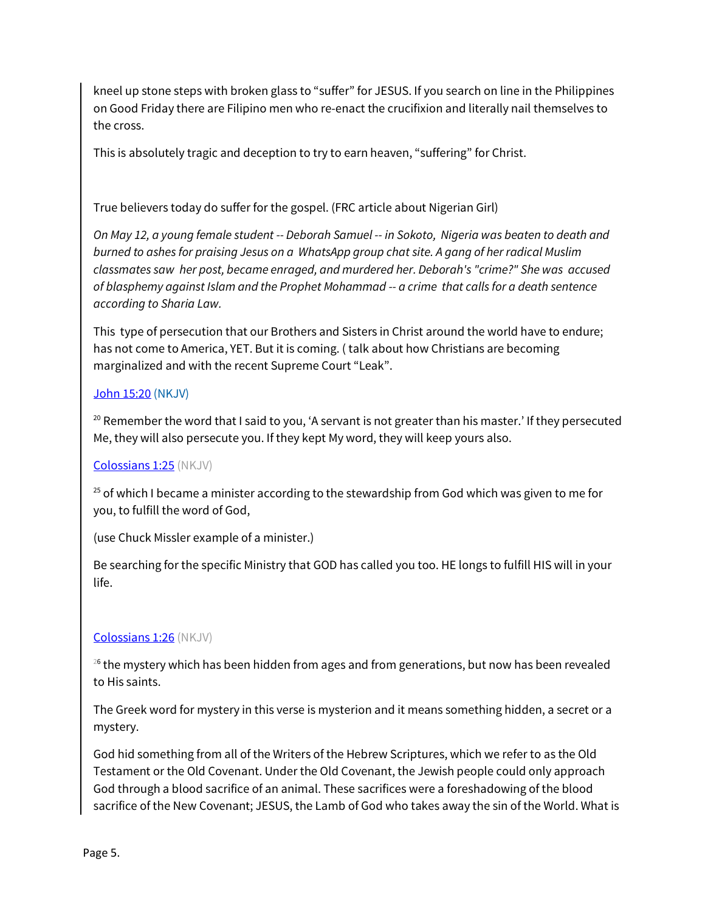kneel up stone steps with broken glass to “suffer” for JESUS. If you search on line in the Philippines on Good Friday there are Filipino men who re-enact the crucifixion and literally nail themselves to the cross.

This is absolutely tragic and deception to try to earn heaven, “suffering” for Christ.

True believers today do suffer for the gospel. (FRC article about Nigerian Girl)

*On May 12, a young female student -- Deborah Samuel -- in Sokoto, Nigeria was beaten to death and burned to ashes for praising Jesus on a WhatsApp group chat site. A gang of her radical Muslim classmates saw her post, became enraged, and murdered her. Deborah's "crime?" She was accused of blasphemy against Islam and the Prophet Mohammad -- a crime that calls for a death sentence according to Sharia Law.*

This type of persecution that our Brothers and Sisters in Christ around the world have to endure; has not come to America, YET. But it is coming. ( talk about how Christians are becoming marginalized and with the recent Supreme Court “Leak”.

John 15:20 (NKJV)

[20] Remember the word that I said to you, ‘A servant is not greater than his master.’ If they persecuted Me, they will also persecute you. If they kept My word, they will keep yours also.

Colossians 1:25 (NKJV)

[25] of which I became a minister according to the stewardship from God which was given to me for you, to fulfill the word of God,

(use Chuck Missler example of a minister.)

Be searching for the specific Ministry that GOD has called you too. HE longs to fulfill HIS will in your life.

Colossians 1:26 (NKJV)

[26] the mystery which has been hidden from ages and from generations, but now has been revealed to His saints.

The Greek word for mystery in this verse is mysterion and it means something hidden, a secret or a mystery.

God hid something from all of the Writers of the Hebrew Scriptures, which we refer to as the Old Testament or the Old Covenant. Under the Old Covenant, the Jewish people could only approach God through a blood sacrifice of an animal. These sacrifices were a foreshadowing of the blood sacrifice of the New Covenant; JESUS, the Lamb of God who takes away the sin of the World. What is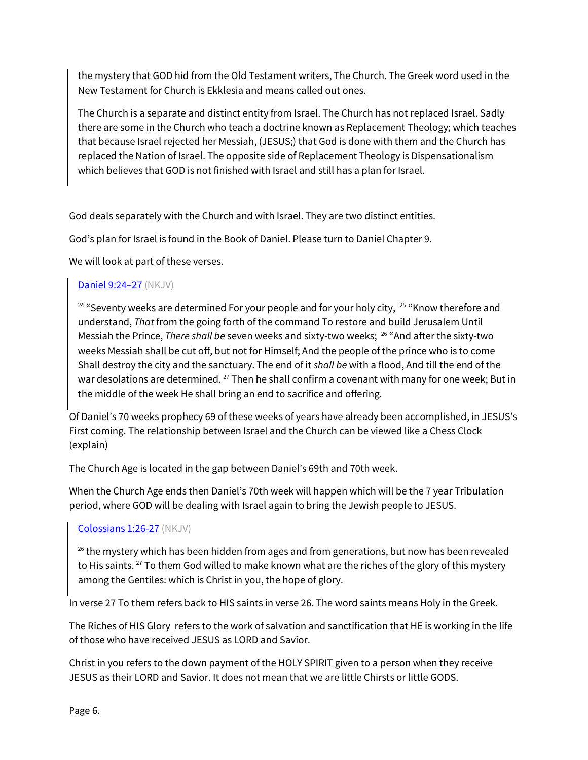> the mystery that GOD hid from the Old Testament writers, The Church. The Greek word used in the New Testament for Church is Ekklesia and means called out ones.
>
> The Church is a separate and distinct entity from Israel. The Church has not replaced Israel. Sadly there are some in the Church who teach a doctrine known as Replacement Theology; which teaches that because Israel rejected her Messiah, (JESUS;) that God is done with them and the Church has replaced the Nation of Israel. The opposite side of Replacement Theology is Dispensationalism which believes that GOD is not finished with Israel and still has a plan for Israel.

God deals separately with the Church and with Israel. They are two distinct entities.

God's plan for Israel is found in the Book of Daniel. Please turn to Daniel Chapter 9.

We will look at part of these verses.

> [Daniel 9:24–27](#) (NKJV)
>
> [24] "Seventy weeks are determined For your people and for your holy city, [25] "Know therefore and understand, *That* from the going forth of the command To restore and build Jerusalem Until Messiah the Prince, *There shall be* seven weeks and sixty-two weeks; [26] "And after the sixty-two weeks Messiah shall be cut off, but not for Himself; And the people of the prince who is to come Shall destroy the city and the sanctuary. The end of it *shall be* with a flood, And till the end of the war desolations are determined. [27] Then he shall confirm a covenant with many for one week; But in the middle of the week He shall bring an end to sacrifice and offering.

Of Daniel's 70 weeks prophecy 69 of these weeks of years have already been accomplished, in JESUS's First coming. The relationship between Israel and the Church can be viewed like a Chess Clock (explain)

The Church Age is located in the gap between Daniel's 69th and 70th week.

When the Church Age ends then Daniel's 70th week will happen which will be the 7 year Tribulation period, where GOD will be dealing with Israel again to bring the Jewish people to JESUS.

> [Colossians 1:26-27](#) (NKJV)
>
> [26] the mystery which has been hidden from ages and from generations, but now has been revealed to His saints. [27] To them God willed to make known what are the riches of the glory of this mystery among the Gentiles: which is Christ in you, the hope of glory.

In verse 27 To them refers back to HIS saints in verse 26. The word saints means Holy in the Greek.

The Riches of HIS Glory refers to the work of salvation and sanctification that HE is working in the life of those who have received JESUS as LORD and Savior.

Christ in you refers to the down payment of the HOLY SPIRIT given to a person when they receive JESUS as their LORD and Savior. It does not mean that we are little Chirsts or little GODS.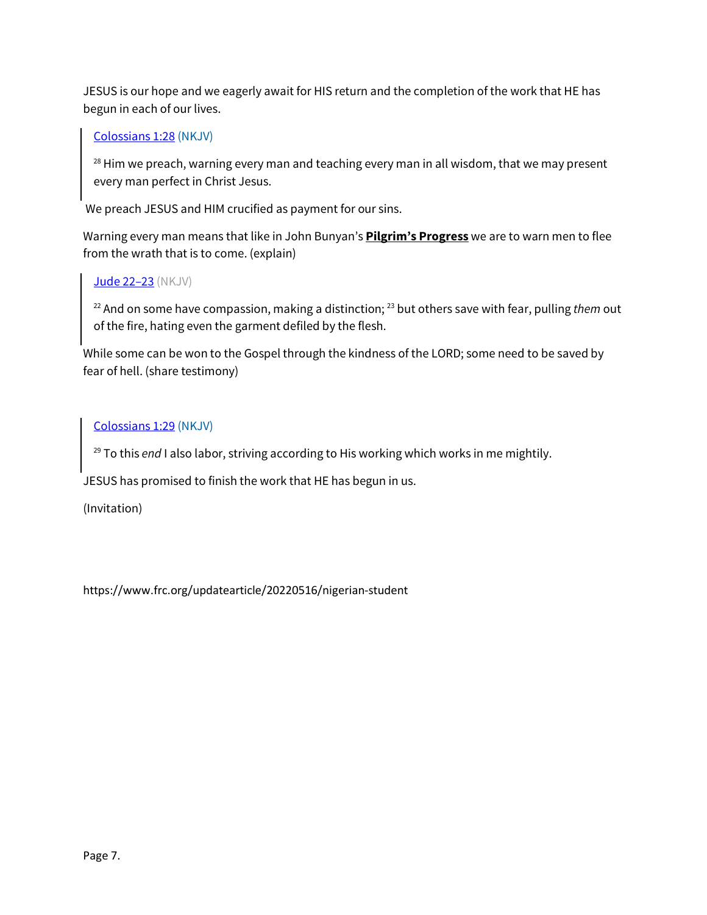JESUS is our hope and we eagerly await for HIS return and the completion of the work that HE has begun in each of our lives.

> Colossians 1:28 (NKJV)
>
> [28] Him we preach, warning every man and teaching every man in all wisdom, that we may present every man perfect in Christ Jesus.

We preach JESUS and HIM crucified as payment for our sins.

Warning every man means that like in John Bunyan's **Pilgrim's Progress** we are to warn men to flee from the wrath that is to come. (explain)

> Jude 22–23 (NKJV)
>
> [22] And on some have compassion, making a distinction; [23] but others save with fear, pulling *them* out of the fire, hating even the garment defiled by the flesh.

While some can be won to the Gospel through the kindness of the LORD; some need to be saved by fear of hell. (share testimony)

> Colossians 1:29 (NKJV)
>
> [29] To this *end* I also labor, striving according to His working which works in me mightily.

JESUS has promised to finish the work that HE has begun in us.

(Invitation)

https://www.frc.org/updatearticle/20220516/nigerian-student